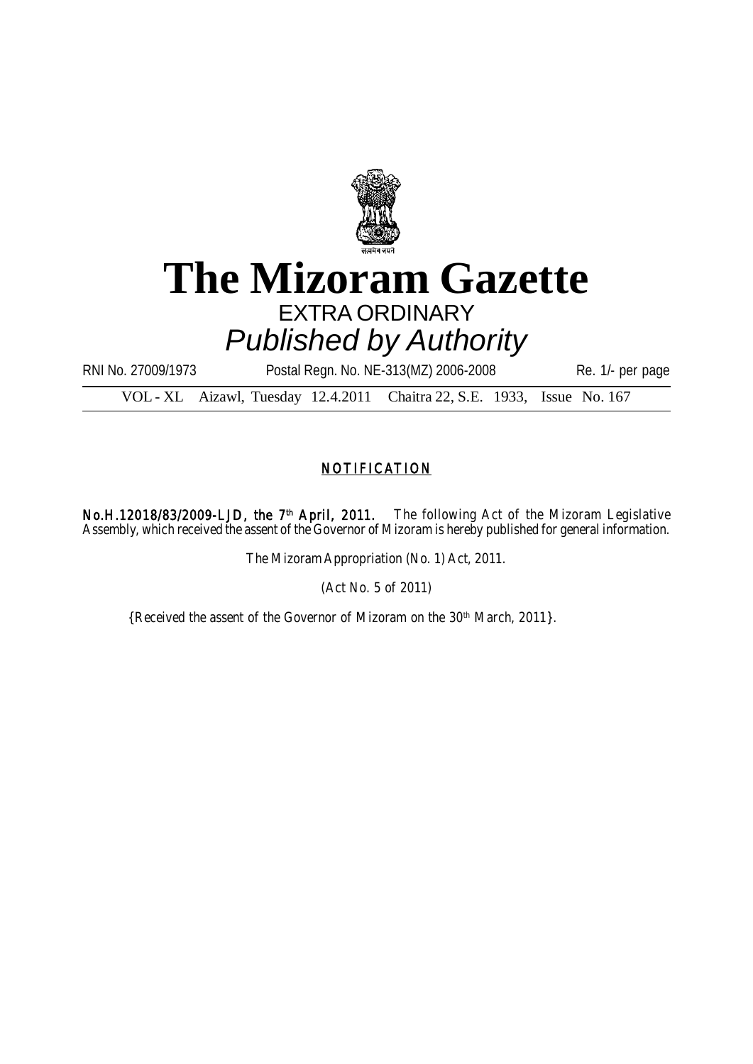# The Mizoram Gazette

EXTRA ORDINARY

*Published by Authority*

RNI No. 27009/1973 Postal Regn. No. NE-313(MZ) 2006-2008 Re. 1/- per page

VOL - XL Aizawl, Tuesday 12.4.2011 Chaitra 22, S.E. 1933, Issue No. 167

## NOTIFICATION

**No.H.12018/83/2009-LJD, the 7th April, 2011.** The following Act of the Mizoram Legislative Assembly, which received the assent of the Governor of Mizoram is hereby published for general information.

The Mizoram Appropriation (No. 1) Act, 2011.

(Act No. 5 of 2011)

{Received the assent of the Governor of Mizoram on the 30th March, 2011}.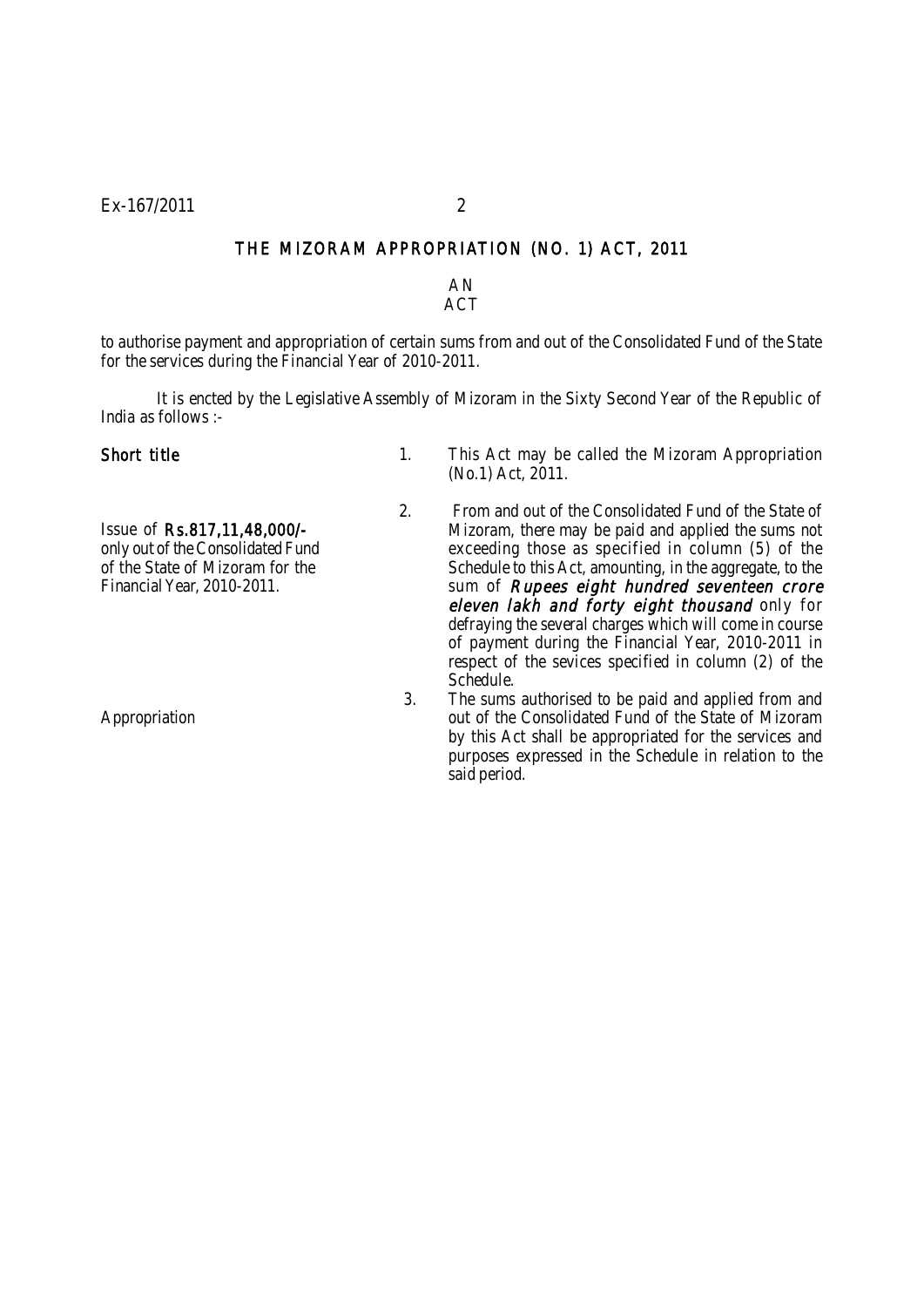# THE MIZORAM APPROPRIATION (NO. 1) ACT, 2011

AN
ACT

to authorise payment and appropriation of certain sums from and out of the Consolidated Fund of the State for the services during the Financial Year of 2010-2011.

It is encted by the Legislative Assembly of Mizoram in the Sixty Second Year of the Republic of India as follows :-

**Short title**

1. This Act may be called the Mizoram Appropriation (No.1) Act, 2011.

Issue of **Rs.817,11,48,000/-** only out of the Consolidated Fund of the State of Mizoram for the Financial Year, 2010-2011.

2. From and out of the Consolidated Fund of the State of Mizoram, there may be paid and applied the sums not exceeding those as specified in column (5) of the Schedule to this Act, amounting, in the aggregate, to the sum of ***Rupees eight hundred seventeen crore eleven lakh and forty eight thousand*** only for defraying the several charges which will come in course of payment during the Financial Year, 2010-2011 in respect of the sevices specified in column (2) of the Schedule.

Appropriation

3. The sums authorised to be paid and applied from and out of the Consolidated Fund of the State of Mizoram by this Act shall be appropriated for the services and purposes expressed in the Schedule in relation to the said period.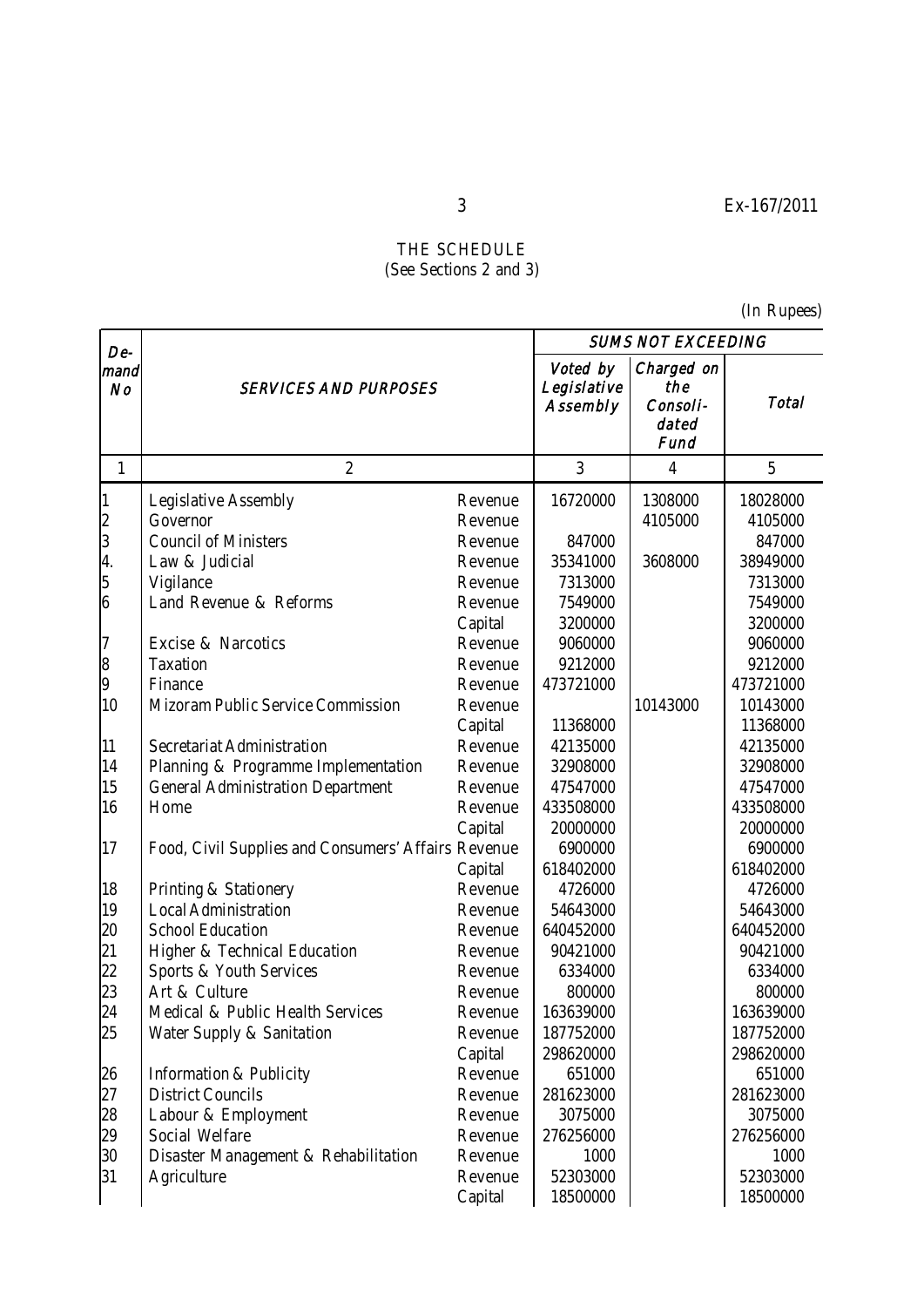## THE SCHEDULE
(See Sections 2 and 3)

(In Rupees)

| Demand No | SERVICES AND PURPOSES | | SUMS NOT EXCEEDING | | |
|---|---|---|---|---|---|
| | | | Voted by Legislative Assembly | Charged on the Consolidated Fund | Total |
| 1 | 2 | | 3 | 4 | 5 |
| 1 | Legislative Assembly | Revenue | 16720000 | 1308000 | 18028000 |
| 2 | Governor | Revenue | | 4105000 | 4105000 |
| 3 | Council of Ministers | Revenue | 847000 | | 847000 |
| 4. | Law & Judicial | Revenue | 35341000 | 3608000 | 38949000 |
| 5 | Vigilance | Revenue | 7313000 | | 7313000 |
| 6 | Land Revenue & Reforms | Revenue | 7549000 | | 7549000 |
| | | Capital | 3200000 | | 3200000 |
| 7 | Excise & Narcotics | Revenue | 9060000 | | 9060000 |
| 8 | Taxation | Revenue | 9212000 | | 9212000 |
| 9 | Finance | Revenue | 473721000 | | 473721000 |
| 10 | Mizoram Public Service Commission | Revenue | | 10143000 | 10143000 |
| | | Capital | 11368000 | | 11368000 |
| 11 | Secretariat Administration | Revenue | 42135000 | | 42135000 |
| 14 | Planning & Programme Implementation | Revenue | 32908000 | | 32908000 |
| 15 | General Administration Department | Revenue | 47547000 | | 47547000 |
| 16 | Home | Revenue | 433508000 | | 433508000 |
| | | Capital | 20000000 | | 20000000 |
| 17 | Food, Civil Supplies and Consumers' Affairs | Revenue | 6900000 | | 6900000 |
| | | Capital | 618402000 | | 618402000 |
| 18 | Printing & Stationery | Revenue | 4726000 | | 4726000 |
| 19 | Local Administration | Revenue | 54643000 | | 54643000 |
| 20 | School Education | Revenue | 640452000 | | 640452000 |
| 21 | Higher & Technical Education | Revenue | 90421000 | | 90421000 |
| 22 | Sports & Youth Services | Revenue | 6334000 | | 6334000 |
| 23 | Art & Culture | Revenue | 800000 | | 800000 |
| 24 | Medical & Public Health Services | Revenue | 163639000 | | 163639000 |
| 25 | Water Supply & Sanitation | Revenue | 187752000 | | 187752000 |
| | | Capital | 298620000 | | 298620000 |
| 26 | Information & Publicity | Revenue | 651000 | | 651000 |
| 27 | District Councils | Revenue | 281623000 | | 281623000 |
| 28 | Labour & Employment | Revenue | 3075000 | | 3075000 |
| 29 | Social Welfare | Revenue | 276256000 | | 276256000 |
| 30 | Disaster Management & Rehabilitation | Revenue | 1000 | | 1000 |
| 31 | Agriculture | Revenue | 52303000 | | 52303000 |
| | | Capital | 18500000 | | 18500000 |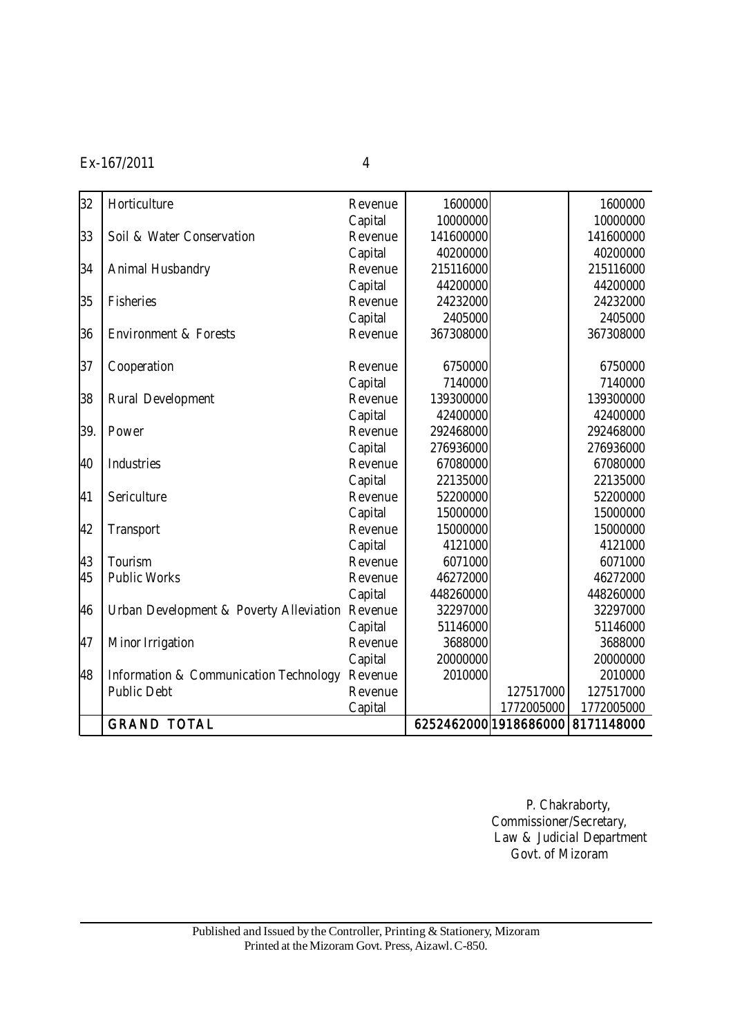| | | | | | |
|---|---|---|---|---|---|
| 32 | Horticulture | Revenue | 1600000 | | 1600000 |
| | | Capital | 10000000 | | 10000000 |
| 33 | Soil & Water Conservation | Revenue | 141600000 | | 141600000 |
| | | Capital | 40200000 | | 40200000 |
| 34 | Animal Husbandry | Revenue | 215116000 | | 215116000 |
| | | Capital | 44200000 | | 44200000 |
| 35 | Fisheries | Revenue | 24232000 | | 24232000 |
| | | Capital | 2405000 | | 2405000 |
| 36 | Environment & Forests | Revenue | 367308000 | | 367308000 |
| 37 | Cooperation | Revenue | 6750000 | | 6750000 |
| | | Capital | 7140000 | | 7140000 |
| 38 | Rural Development | Revenue | 139300000 | | 139300000 |
| | | Capital | 42400000 | | 42400000 |
| 39. | Power | Revenue | 292468000 | | 292468000 |
| | | Capital | 276936000 | | 276936000 |
| 40 | Industries | Revenue | 67080000 | | 67080000 |
| | | Capital | 22135000 | | 22135000 |
| 41 | Sericulture | Revenue | 52200000 | | 52200000 |
| | | Capital | 15000000 | | 15000000 |
| 42 | Transport | Revenue | 15000000 | | 15000000 |
| | | Capital | 4121000 | | 4121000 |
| 43 | Tourism | Revenue | 6071000 | | 6071000 |
| 45 | Public Works | Revenue | 46272000 | | 46272000 |
| | | Capital | 448260000 | | 448260000 |
| 46 | Urban Development & Poverty Alleviation | Revenue | 32297000 | | 32297000 |
| | | Capital | 51146000 | | 51146000 |
| 47 | Minor Irrigation | Revenue | 3688000 | | 3688000 |
| | | Capital | 20000000 | | 20000000 |
| 48 | Information & Communication Technology | Revenue | 2010000 | | 2010000 |
| | Public Debt | Revenue | | 127517000 | 127517000 |
| | | Capital | | 1772005000 | 1772005000 |
| | **GRAND TOTAL** | | **6252462000** | **1918686000** | **8171148000** |

P. Chakraborty,
Commissioner/Secretary,
Law & Judicial Department
Govt. of Mizoram

Published and Issued by the Controller, Printing & Stationery, Mizoram
Printed at the Mizoram Govt. Press, Aizawl. C-850.